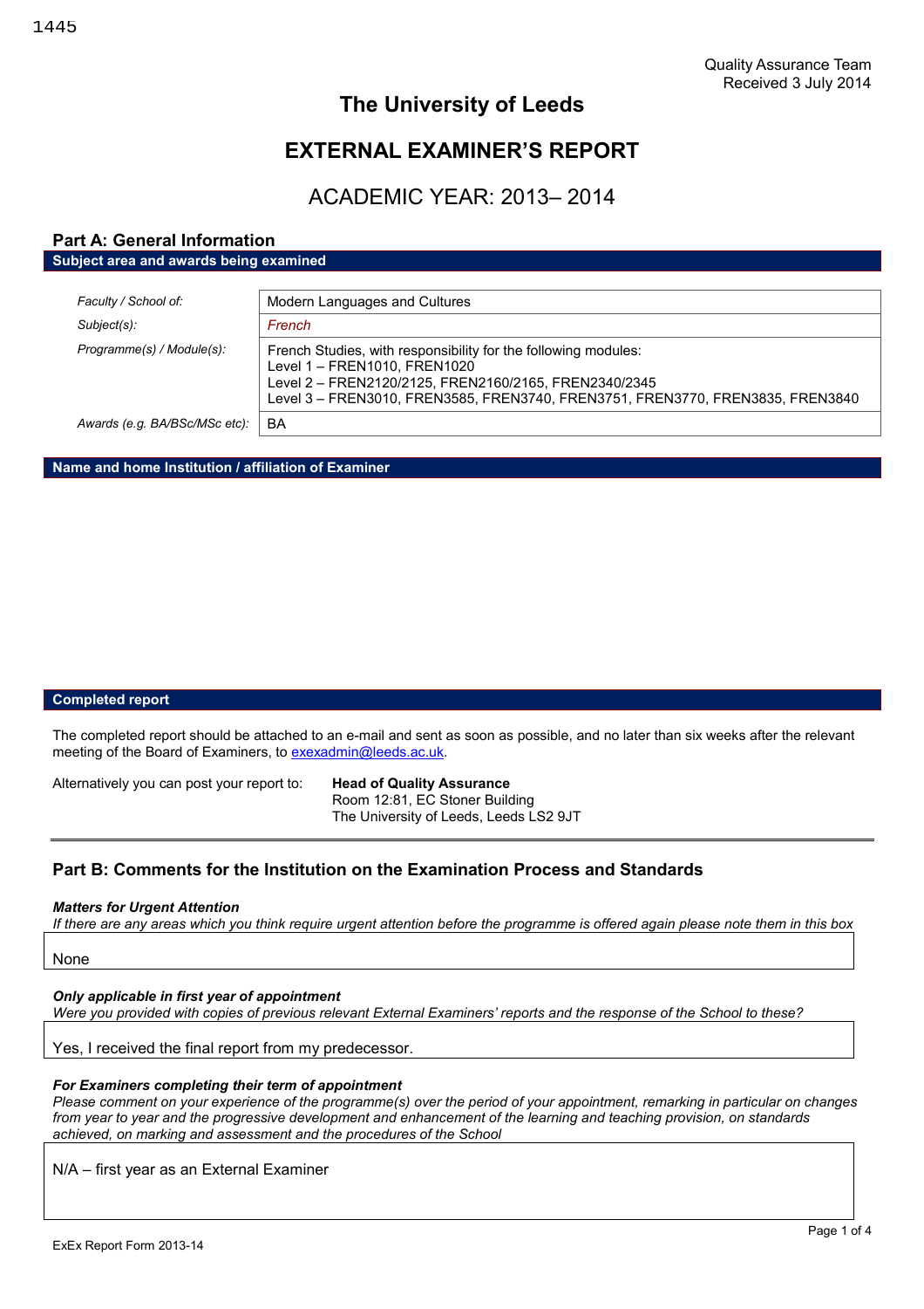Quality Assurance Team
Received 3 July 2014

# The University of Leeds

# EXTERNAL EXAMINER'S REPORT

## ACADEMIC YEAR: 2013– 2014

## Part A: General Information

**Subject area and awards being examined**

| | |
|---|---|
| *Faculty / School of:* | Modern Languages and Cultures |
| *Subject(s):* | *French* |
| *Programme(s) / Module(s):* | French Studies, with responsibility for the following modules:<br>Level 1 – FREN1010, FREN1020<br>Level 2 – FREN2120/2125, FREN2160/2165, FREN2340/2345<br>Level 3 – FREN3010, FREN3585, FREN3740, FREN3751, FREN3770, FREN3835, FREN3840 |
| *Awards (e.g. BA/BSc/MSc etc):* | BA |

**Name and home Institution / affiliation of Examiner**

**Completed report**

The completed report should be attached to an e-mail and sent as soon as possible, and no later than six weeks after the relevant meeting of the Board of Examiners, to exexadmin@leeds.ac.uk.

Alternatively you can post your report to:

**Head of Quality Assurance**
Room 12:81, EC Stoner Building
The University of Leeds, Leeds LS2 9JT

## Part B: Comments for the Institution on the Examination Process and Standards

***Matters for Urgent Attention***

*If there are any areas which you think require urgent attention before the programme is offered again please note them in this box*

None

***Only applicable in first year of appointment***

*Were you provided with copies of previous relevant External Examiners' reports and the response of the School to these?*

Yes, I received the final report from my predecessor.

***For Examiners completing their term of appointment***

*Please comment on your experience of the programme(s) over the period of your appointment, remarking in particular on changes from year to year and the progressive development and enhancement of the learning and teaching provision, on standards achieved, on marking and assessment and the procedures of the School*

N/A – first year as an External Examiner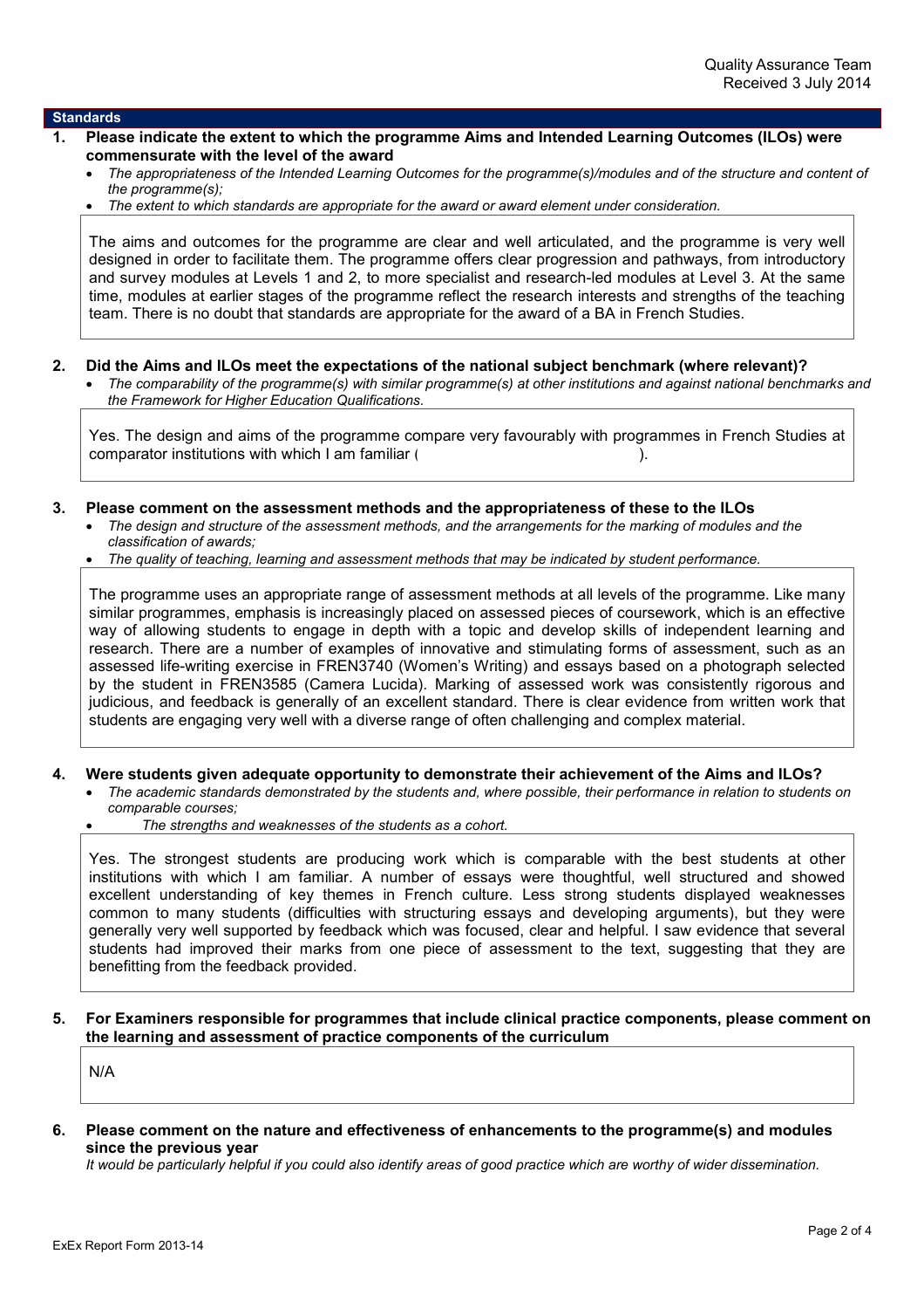Quality Assurance Team
Received 3 July 2014

## Standards

**1. Please indicate the extent to which the programme Aims and Intended Learning Outcomes (ILOs) were commensurate with the level of the award**

- *The appropriateness of the Intended Learning Outcomes for the programme(s)/modules and of the structure and content of the programme(s);*
- *The extent to which standards are appropriate for the award or award element under consideration.*

The aims and outcomes for the programme are clear and well articulated, and the programme is very well designed in order to facilitate them. The programme offers clear progression and pathways, from introductory and survey modules at Levels 1 and 2, to more specialist and research-led modules at Level 3. At the same time, modules at earlier stages of the programme reflect the research interests and strengths of the teaching team. There is no doubt that standards are appropriate for the award of a BA in French Studies.

**2. Did the Aims and ILOs meet the expectations of the national subject benchmark (where relevant)?**

- *The comparability of the programme(s) with similar programme(s) at other institutions and against national benchmarks and the Framework for Higher Education Qualifications.*

Yes. The design and aims of the programme compare very favourably with programmes in French Studies at comparator institutions with which I am familiar ( ).

**3. Please comment on the assessment methods and the appropriateness of these to the ILOs**

- *The design and structure of the assessment methods, and the arrangements for the marking of modules and the classification of awards;*
- *The quality of teaching, learning and assessment methods that may be indicated by student performance.*

The programme uses an appropriate range of assessment methods at all levels of the programme. Like many similar programmes, emphasis is increasingly placed on assessed pieces of coursework, which is an effective way of allowing students to engage in depth with a topic and develop skills of independent learning and research. There are a number of examples of innovative and stimulating forms of assessment, such as an assessed life-writing exercise in FREN3740 (Women's Writing) and essays based on a photograph selected by the student in FREN3585 (Camera Lucida). Marking of assessed work was consistently rigorous and judicious, and feedback is generally of an excellent standard. There is clear evidence from written work that students are engaging very well with a diverse range of often challenging and complex material.

**4. Were students given adequate opportunity to demonstrate their achievement of the Aims and ILOs?**

- *The academic standards demonstrated by the students and, where possible, their performance in relation to students on comparable courses;*
- *The strengths and weaknesses of the students as a cohort.*

Yes. The strongest students are producing work which is comparable with the best students at other institutions with which I am familiar. A number of essays were thoughtful, well structured and showed excellent understanding of key themes in French culture. Less strong students displayed weaknesses common to many students (difficulties with structuring essays and developing arguments), but they were generally very well supported by feedback which was focused, clear and helpful. I saw evidence that several students had improved their marks from one piece of assessment to the text, suggesting that they are benefitting from the feedback provided.

**5. For Examiners responsible for programmes that include clinical practice components, please comment on the learning and assessment of practice components of the curriculum**

N/A

**6. Please comment on the nature and effectiveness of enhancements to the programme(s) and modules since the previous year**

*It would be particularly helpful if you could also identify areas of good practice which are worthy of wider dissemination.*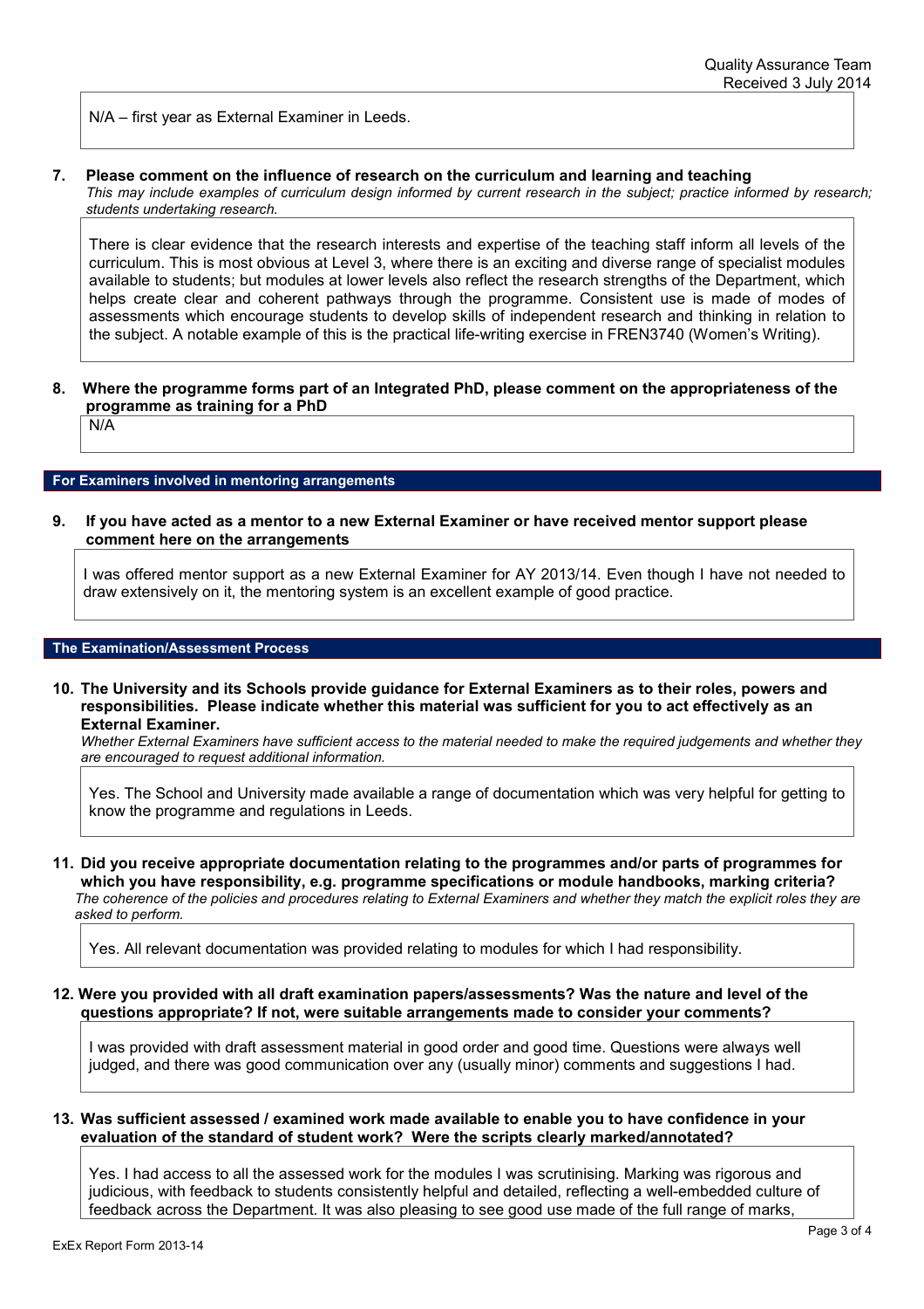N/A – first year as External Examiner in Leeds.

**7. Please comment on the influence of research on the curriculum and learning and teaching**

*This may include examples of curriculum design informed by current research in the subject; practice informed by research; students undertaking research.*

There is clear evidence that the research interests and expertise of the teaching staff inform all levels of the curriculum. This is most obvious at Level 3, where there is an exciting and diverse range of specialist modules available to students; but modules at lower levels also reflect the research strengths of the Department, which helps create clear and coherent pathways through the programme. Consistent use is made of modes of assessments which encourage students to develop skills of independent research and thinking in relation to the subject. A notable example of this is the practical life-writing exercise in FREN3740 (Women's Writing).

**8. Where the programme forms part of an Integrated PhD, please comment on the appropriateness of the programme as training for a PhD**

N/A

## For Examiners involved in mentoring arrangements

**9. If you have acted as a mentor to a new External Examiner or have received mentor support please comment here on the arrangements**

I was offered mentor support as a new External Examiner for AY 2013/14. Even though I have not needed to draw extensively on it, the mentoring system is an excellent example of good practice.

## The Examination/Assessment Process

**10. The University and its Schools provide guidance for External Examiners as to their roles, powers and responsibilities. Please indicate whether this material was sufficient for you to act effectively as an External Examiner.**

*Whether External Examiners have sufficient access to the material needed to make the required judgements and whether they are encouraged to request additional information.*

Yes. The School and University made available a range of documentation which was very helpful for getting to know the programme and regulations in Leeds.

**11. Did you receive appropriate documentation relating to the programmes and/or parts of programmes for which you have responsibility, e.g. programme specifications or module handbooks, marking criteria?**

*The coherence of the policies and procedures relating to External Examiners and whether they match the explicit roles they are asked to perform.*

Yes. All relevant documentation was provided relating to modules for which I had responsibility.

**12. Were you provided with all draft examination papers/assessments? Was the nature and level of the questions appropriate? If not, were suitable arrangements made to consider your comments?**

I was provided with draft assessment material in good order and good time. Questions were always well judged, and there was good communication over any (usually minor) comments and suggestions I had.

**13. Was sufficient assessed / examined work made available to enable you to have confidence in your evaluation of the standard of student work? Were the scripts clearly marked/annotated?**

Yes. I had access to all the assessed work for the modules I was scrutinising. Marking was rigorous and judicious, with feedback to students consistently helpful and detailed, reflecting a well-embedded culture of feedback across the Department. It was also pleasing to see good use made of the full range of marks,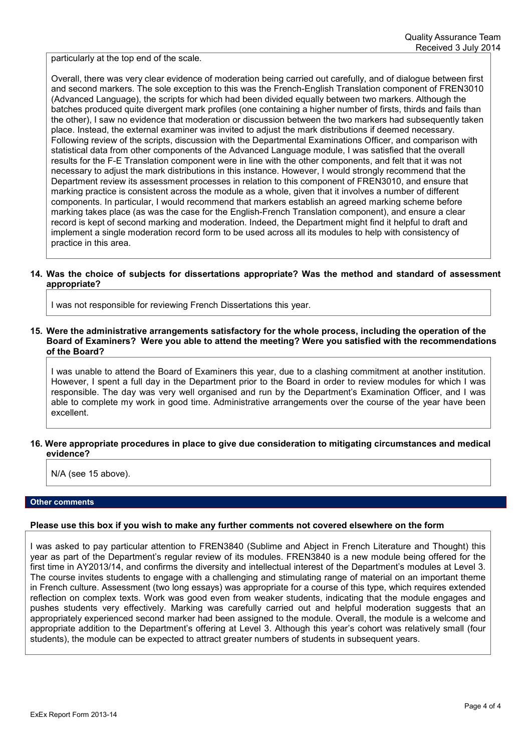particularly at the top end of the scale.

Overall, there was very clear evidence of moderation being carried out carefully, and of dialogue between first and second markers. The sole exception to this was the French-English Translation component of FREN3010 (Advanced Language), the scripts for which had been divided equally between two markers. Although the batches produced quite divergent mark profiles (one containing a higher number of firsts, thirds and fails than the other), I saw no evidence that moderation or discussion between the two markers had subsequently taken place. Instead, the external examiner was invited to adjust the mark distributions if deemed necessary. Following review of the scripts, discussion with the Departmental Examinations Officer, and comparison with statistical data from other components of the Advanced Language module, I was satisfied that the overall results for the F-E Translation component were in line with the other components, and felt that it was not necessary to adjust the mark distributions in this instance. However, I would strongly recommend that the Department review its assessment processes in relation to this component of FREN3010, and ensure that marking practice is consistent across the module as a whole, given that it involves a number of different components. In particular, I would recommend that markers establish an agreed marking scheme before marking takes place (as was the case for the English-French Translation component), and ensure a clear record is kept of second marking and moderation. Indeed, the Department might find it helpful to draft and implement a single moderation record form to be used across all its modules to help with consistency of practice in this area.

**14. Was the choice of subjects for dissertations appropriate? Was the method and standard of assessment appropriate?**

I was not responsible for reviewing French Dissertations this year.

**15. Were the administrative arrangements satisfactory for the whole process, including the operation of the Board of Examiners? Were you able to attend the meeting? Were you satisfied with the recommendations of the Board?**

I was unable to attend the Board of Examiners this year, due to a clashing commitment at another institution. However, I spent a full day in the Department prior to the Board in order to review modules for which I was responsible. The day was very well organised and run by the Department's Examination Officer, and I was able to complete my work in good time. Administrative arrangements over the course of the year have been excellent.

**16. Were appropriate procedures in place to give due consideration to mitigating circumstances and medical evidence?**

N/A (see 15 above).

## Other comments

**Please use this box if you wish to make any further comments not covered elsewhere on the form**

I was asked to pay particular attention to FREN3840 (Sublime and Abject in French Literature and Thought) this year as part of the Department's regular review of its modules. FREN3840 is a new module being offered for the first time in AY2013/14, and confirms the diversity and intellectual interest of the Department's modules at Level 3. The course invites students to engage with a challenging and stimulating range of material on an important theme in French culture. Assessment (two long essays) was appropriate for a course of this type, which requires extended reflection on complex texts. Work was good even from weaker students, indicating that the module engages and pushes students very effectively. Marking was carefully carried out and helpful moderation suggests that an appropriately experienced second marker had been assigned to the module. Overall, the module is a welcome and appropriate addition to the Department's offering at Level 3. Although this year's cohort was relatively small (four students), the module can be expected to attract greater numbers of students in subsequent years.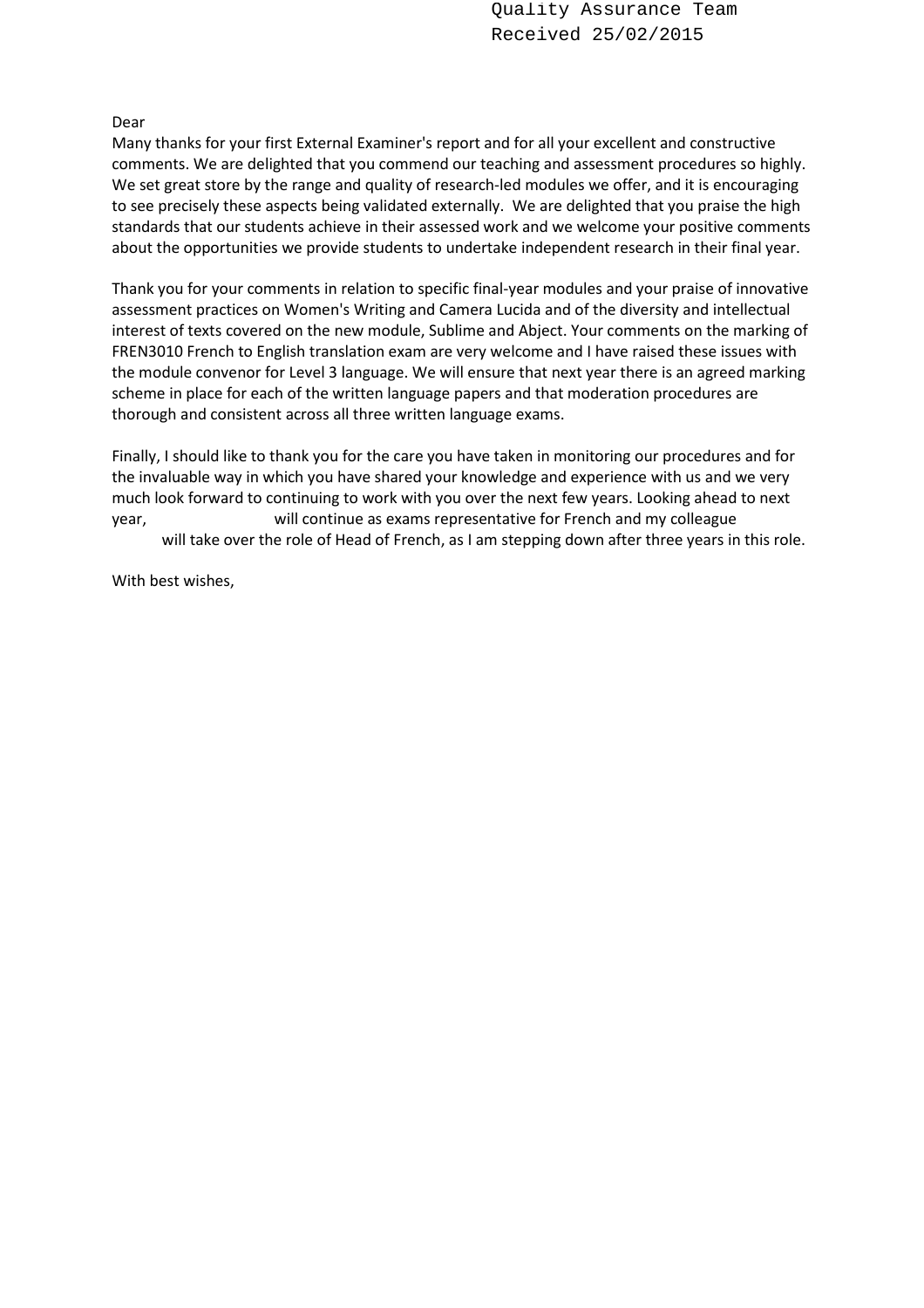Quality Assurance Team
Received 25/02/2015

Dear

Many thanks for your first External Examiner's report and for all your excellent and constructive comments. We are delighted that you commend our teaching and assessment procedures so highly. We set great store by the range and quality of research-led modules we offer, and it is encouraging to see precisely these aspects being validated externally. We are delighted that you praise the high standards that our students achieve in their assessed work and we welcome your positive comments about the opportunities we provide students to undertake independent research in their final year.

Thank you for your comments in relation to specific final-year modules and your praise of innovative assessment practices on Women's Writing and Camera Lucida and of the diversity and intellectual interest of texts covered on the new module, Sublime and Abject. Your comments on the marking of FREN3010 French to English translation exam are very welcome and I have raised these issues with the module convenor for Level 3 language. We will ensure that next year there is an agreed marking scheme in place for each of the written language papers and that moderation procedures are thorough and consistent across all three written language exams.

Finally, I should like to thank you for the care you have taken in monitoring our procedures and for the invaluable way in which you have shared your knowledge and experience with us and we very much look forward to continuing to work with you over the next few years. Looking ahead to next year, will continue as exams representative for French and my colleague will take over the role of Head of French, as I am stepping down after three years in this role.

With best wishes,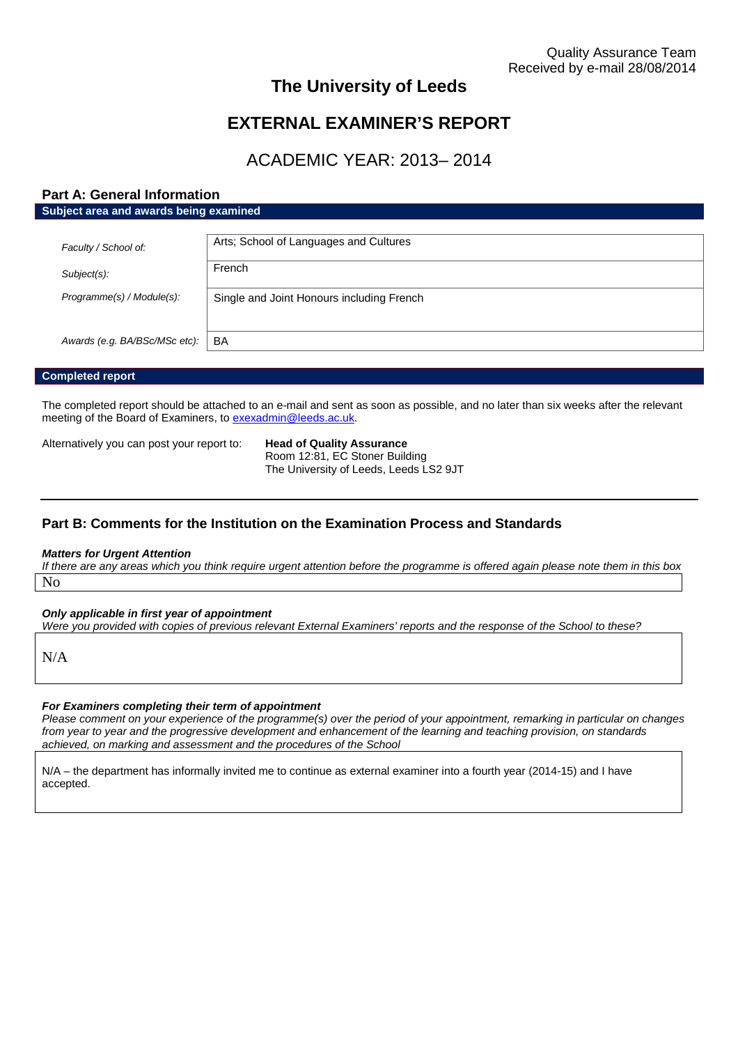Quality Assurance Team
Received by e-mail 28/08/2014

# The University of Leeds

# EXTERNAL EXAMINER'S REPORT

## ACADEMIC YEAR: 2013– 2014

## Part A: General Information

**Subject area and awards being examined**

| | |
|---|---|
| *Faculty / School of:* | Arts; School of Languages and Cultures |
| *Subject(s):* | French |
| *Programme(s) / Module(s):* | Single and Joint Honours including French |
| *Awards (e.g. BA/BSc/MSc etc):* | BA |

**Completed report**

The completed report should be attached to an e-mail and sent as soon as possible, and no later than six weeks after the relevant meeting of the Board of Examiners, to exexadmin@leeds.ac.uk.

Alternatively you can post your report to: **Head of Quality Assurance**
Room 12:81, EC Stoner Building
The University of Leeds, Leeds LS2 9JT

## Part B: Comments for the Institution on the Examination Process and Standards

***Matters for Urgent Attention***

*If there are any areas which you think require urgent attention before the programme is offered again please note them in this box*

No

***Only applicable in first year of appointment***

*Were you provided with copies of previous relevant External Examiners' reports and the response of the School to these?*

N/A

***For Examiners completing their term of appointment***

*Please comment on your experience of the programme(s) over the period of your appointment, remarking in particular on changes from year to year and the progressive development and enhancement of the learning and teaching provision, on standards achieved, on marking and assessment and the procedures of the School*

N/A – the department has informally invited me to continue as external examiner into a fourth year (2014-15) and I have accepted.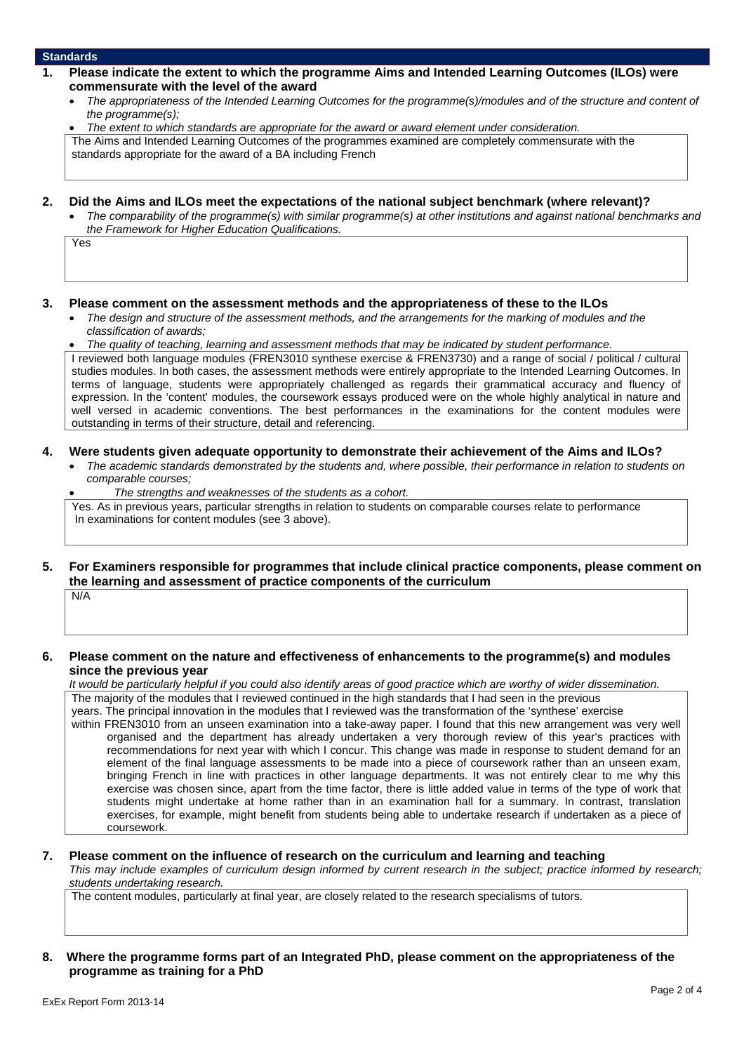## Standards

**1. Please indicate the extent to which the programme Aims and Intended Learning Outcomes (ILOs) were commensurate with the level of the award**

- *The appropriateness of the Intended Learning Outcomes for the programme(s)/modules and of the structure and content of the programme(s);*
- *The extent to which standards are appropriate for the award or award element under consideration.*

The Aims and Intended Learning Outcomes of the programmes examined are completely commensurate with the standards appropriate for the award of a BA including French

**2. Did the Aims and ILOs meet the expectations of the national subject benchmark (where relevant)?**

- *The comparability of the programme(s) with similar programme(s) at other institutions and against national benchmarks and the Framework for Higher Education Qualifications.*

Yes

**3. Please comment on the assessment methods and the appropriateness of these to the ILOs**

- *The design and structure of the assessment methods, and the arrangements for the marking of modules and the classification of awards;*
- *The quality of teaching, learning and assessment methods that may be indicated by student performance.*

I reviewed both language modules (FREN3010 synthese exercise & FREN3730) and a range of social / political / cultural studies modules. In both cases, the assessment methods were entirely appropriate to the Intended Learning Outcomes. In terms of language, students were appropriately challenged as regards their grammatical accuracy and fluency of expression. In the 'content' modules, the coursework essays produced were on the whole highly analytical in nature and well versed in academic conventions. The best performances in the examinations for the content modules were outstanding in terms of their structure, detail and referencing.

**4. Were students given adequate opportunity to demonstrate their achievement of the Aims and ILOs?**

- *The academic standards demonstrated by the students and, where possible, their performance in relation to students on comparable courses;*
- *The strengths and weaknesses of the students as a cohort.*

Yes. As in previous years, particular strengths in relation to students on comparable courses relate to performance In examinations for content modules (see 3 above).

**5. For Examiners responsible for programmes that include clinical practice components, please comment on the learning and assessment of practice components of the curriculum**

N/A

**6. Please comment on the nature and effectiveness of enhancements to the programme(s) and modules since the previous year**

*It would be particularly helpful if you could also identify areas of good practice which are worthy of wider dissemination.*

The majority of the modules that I reviewed continued in the high standards that I had seen in the previous years. The principal innovation in the modules that I reviewed was the transformation of the 'synthese' exercise within FREN3010 from an unseen examination into a take-away paper. I found that this new arrangement was very well organised and the department has already undertaken a very thorough review of this year's practices with recommendations for next year with which I concur. This change was made in response to student demand for an element of the final language assessments to be made into a piece of coursework rather than an unseen exam, bringing French in line with practices in other language departments. It was not entirely clear to me why this exercise was chosen since, apart from the time factor, there is little added value in terms of the type of work that students might undertake at home rather than in an examination hall for a summary. In contrast, translation exercises, for example, might benefit from students being able to undertake research if undertaken as a piece of coursework.

**7. Please comment on the influence of research on the curriculum and learning and teaching**

*This may include examples of curriculum design informed by current research in the subject; practice informed by research; students undertaking research.*

The content modules, particularly at final year, are closely related to the research specialisms of tutors.

**8. Where the programme forms part of an Integrated PhD, please comment on the appropriateness of the programme as training for a PhD**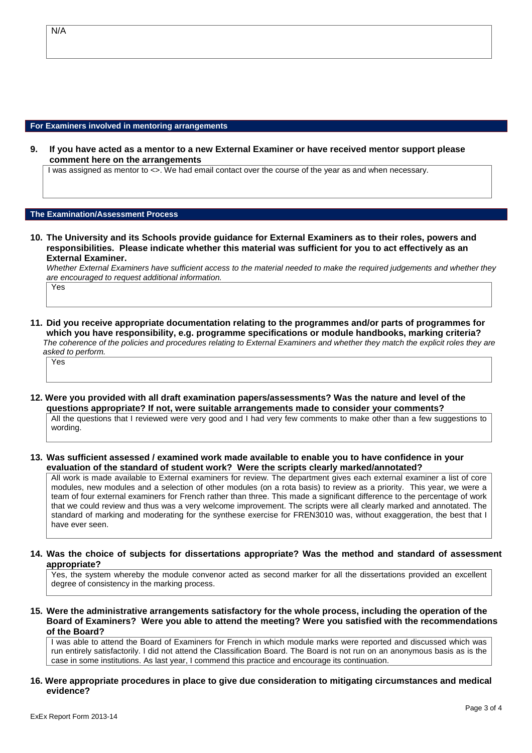N/A

## For Examiners involved in mentoring arrangements

**9. If you have acted as a mentor to a new External Examiner or have received mentor support please comment here on the arrangements**

I was assigned as mentor to <>. We had email contact over the course of the year as and when necessary.

## The Examination/Assessment Process

**10. The University and its Schools provide guidance for External Examiners as to their roles, powers and responsibilities. Please indicate whether this material was sufficient for you to act effectively as an External Examiner.**

*Whether External Examiners have sufficient access to the material needed to make the required judgements and whether they are encouraged to request additional information.*

Yes

**11. Did you receive appropriate documentation relating to the programmes and/or parts of programmes for which you have responsibility, e.g. programme specifications or module handbooks, marking criteria?**

*The coherence of the policies and procedures relating to External Examiners and whether they match the explicit roles they are asked to perform.*

Yes

**12. Were you provided with all draft examination papers/assessments? Was the nature and level of the questions appropriate? If not, were suitable arrangements made to consider your comments?**

All the questions that I reviewed were very good and I had very few comments to make other than a few suggestions to wording.

**13. Was sufficient assessed / examined work made available to enable you to have confidence in your evaluation of the standard of student work? Were the scripts clearly marked/annotated?**

All work is made available to External examiners for review. The department gives each external examiner a list of core modules, new modules and a selection of other modules (on a rota basis) to review as a priority. This year, we were a team of four external examiners for French rather than three. This made a significant difference to the percentage of work that we could review and thus was a very welcome improvement. The scripts were all clearly marked and annotated. The standard of marking and moderating for the synthese exercise for FREN3010 was, without exaggeration, the best that I have ever seen.

**14. Was the choice of subjects for dissertations appropriate? Was the method and standard of assessment appropriate?**

Yes, the system whereby the module convenor acted as second marker for all the dissertations provided an excellent degree of consistency in the marking process.

**15. Were the administrative arrangements satisfactory for the whole process, including the operation of the Board of Examiners? Were you able to attend the meeting? Were you satisfied with the recommendations of the Board?**

I was able to attend the Board of Examiners for French in which module marks were reported and discussed which was run entirely satisfactorily. I did not attend the Classification Board. The Board is not run on an anonymous basis as is the case in some institutions. As last year, I commend this practice and encourage its continuation.

**16. Were appropriate procedures in place to give due consideration to mitigating circumstances and medical evidence?**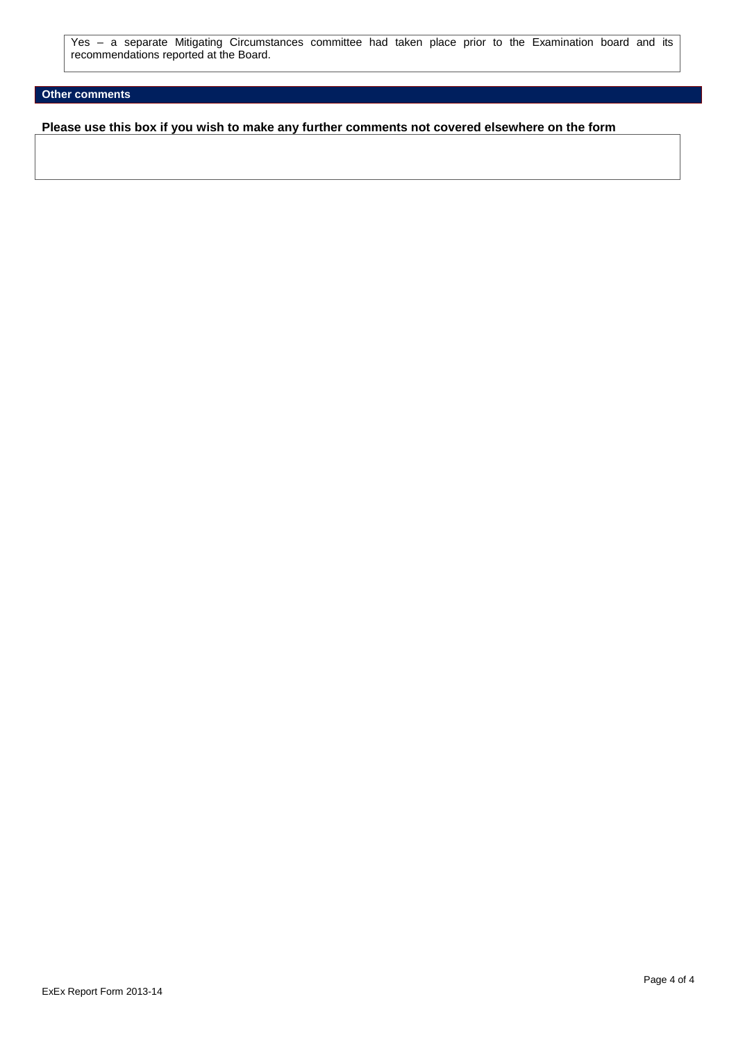Yes – a separate Mitigating Circumstances committee had taken place prior to the Examination board and its recommendations reported at the Board.

## Other comments

**Please use this box if you wish to make any further comments not covered elsewhere on the form**

ExEx Report Form 2013-14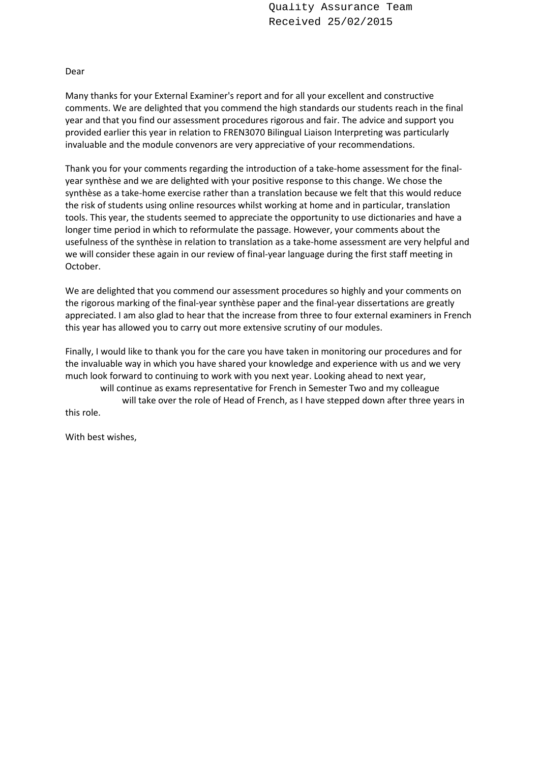Quality Assurance Team
Received 25/02/2015

Dear

Many thanks for your External Examiner's report and for all your excellent and constructive comments. We are delighted that you commend the high standards our students reach in the final year and that you find our assessment procedures rigorous and fair. The advice and support you provided earlier this year in relation to FREN3070 Bilingual Liaison Interpreting was particularly invaluable and the module convenors are very appreciative of your recommendations.

Thank you for your comments regarding the introduction of a take-home assessment for the final-year synthèse and we are delighted with your positive response to this change. We chose the synthèse as a take-home exercise rather than a translation because we felt that this would reduce the risk of students using online resources whilst working at home and in particular, translation tools. This year, the students seemed to appreciate the opportunity to use dictionaries and have a longer time period in which to reformulate the passage. However, your comments about the usefulness of the synthèse in relation to translation as a take-home assessment are very helpful and we will consider these again in our review of final-year language during the first staff meeting in October.

We are delighted that you commend our assessment procedures so highly and your comments on the rigorous marking of the final-year synthèse paper and the final-year dissertations are greatly appreciated. I am also glad to hear that the increase from three to four external examiners in French this year has allowed you to carry out more extensive scrutiny of our modules.

Finally, I would like to thank you for the care you have taken in monitoring our procedures and for the invaluable way in which you have shared your knowledge and experience with us and we very much look forward to continuing to work with you next year. Looking ahead to next year, will continue as exams representative for French in Semester Two and my colleague will take over the role of Head of French, as I have stepped down after three years in this role.

With best wishes,